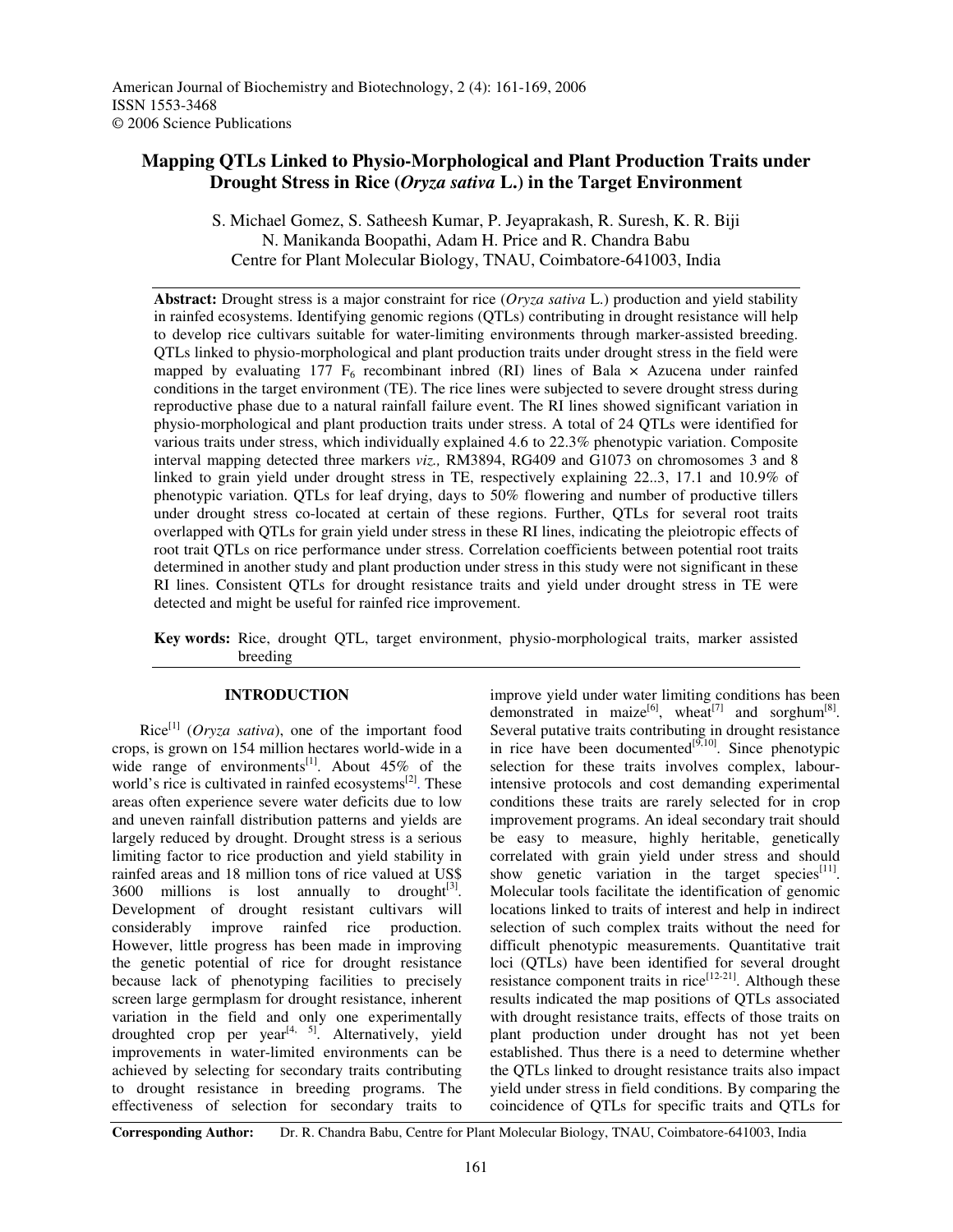# Mapping QTLs Linked to Physio-Morphological and Plant Production Traits under Drought Stress in Rice (*Oryza sativa* L.) in the Target Environment

S. Michael Gomez, S. Satheesh Kumar, P. Jeyaprakash, R. Suresh, K. R. Biji
N. Manikanda Boopathi, Adam H. Price and R. Chandra Babu
Centre for Plant Molecular Biology, TNAU, Coimbatore-641003, India

**Abstract:** Drought stress is a major constraint for rice (*Oryza sativa* L.) production and yield stability in rainfed ecosystems. Identifying genomic regions (QTLs) contributing in drought resistance will help to develop rice cultivars suitable for water-limiting environments through marker-assisted breeding. QTLs linked to physio-morphological and plant production traits under drought stress in the field were mapped by evaluating 177 $F_6$ recombinant inbred (RI) lines of Bala × Azucena under rainfed conditions in the target environment (TE). The rice lines were subjected to severe drought stress during reproductive phase due to a natural rainfall failure event. The RI lines showed significant variation in physio-morphological and plant production traits under stress. A total of 24 QTLs were identified for various traits under stress, which individually explained 4.6 to 22.3% phenotypic variation. Composite interval mapping detected three markers *viz.,* RM3894, RG409 and G1073 on chromosomes 3 and 8 linked to grain yield under drought stress in TE, respectively explaining 22..3, 17.1 and 10.9% of phenotypic variation. QTLs for leaf drying, days to 50% flowering and number of productive tillers under drought stress co-located at certain of these regions. Further, QTLs for several root traits overlapped with QTLs for grain yield under stress in these RI lines, indicating the pleiotropic effects of root trait QTLs on rice performance under stress. Correlation coefficients between potential root traits determined in another study and plant production under stress in this study were not significant in these RI lines. Consistent QTLs for drought resistance traits and yield under drought stress in TE were detected and might be useful for rainfed rice improvement.

**Key words:** Rice, drought QTL, target environment, physio-morphological traits, marker assisted breeding

## INTRODUCTION

Rice[1] (*Oryza sativa*), one of the important food crops, is grown on 154 million hectares world-wide in a wide range of environments[1]. About 45% of the world's rice is cultivated in rainfed ecosystems[2]. These areas often experience severe water deficits due to low and uneven rainfall distribution patterns and yields are largely reduced by drought. Drought stress is a serious limiting factor to rice production and yield stability in rainfed areas and 18 million tons of rice valued at US$ 3600 millions is lost annually to drought[3]. Development of drought resistant cultivars will considerably improve rainfed rice production. However, little progress has been made in improving the genetic potential of rice for drought resistance because lack of phenotyping facilities to precisely screen large germplasm for drought resistance, inherent variation in the field and only one experimentally droughted crop per year[4, 5]. Alternatively, yield improvements in water-limited environments can be achieved by selecting for secondary traits contributing to drought resistance in breeding programs. The effectiveness of selection for secondary traits to improve yield under water limiting conditions has been demonstrated in maize[6], wheat[7] and sorghum[8]. Several putative traits contributing in drought resistance in rice have been documented[9,10]. Since phenotypic selection for these traits involves complex, labour-intensive protocols and cost demanding experimental conditions these traits are rarely selected for in crop improvement programs. An ideal secondary trait should be easy to measure, highly heritable, genetically correlated with grain yield under stress and should show genetic variation in the target species[11]. Molecular tools facilitate the identification of genomic locations linked to traits of interest and help in indirect selection of such complex traits without the need for difficult phenotypic measurements. Quantitative trait loci (QTLs) have been identified for several drought resistance component traits in rice[12-21]. Although these results indicated the map positions of QTLs associated with drought resistance traits, effects of those traits on plant production under drought has not yet been established. Thus there is a need to determine whether the QTLs linked to drought resistance traits also impact yield under stress in field conditions. By comparing the coincidence of QTLs for specific traits and QTLs for

**Corresponding Author:** Dr. R. Chandra Babu, Centre for Plant Molecular Biology, TNAU, Coimbatore-641003, India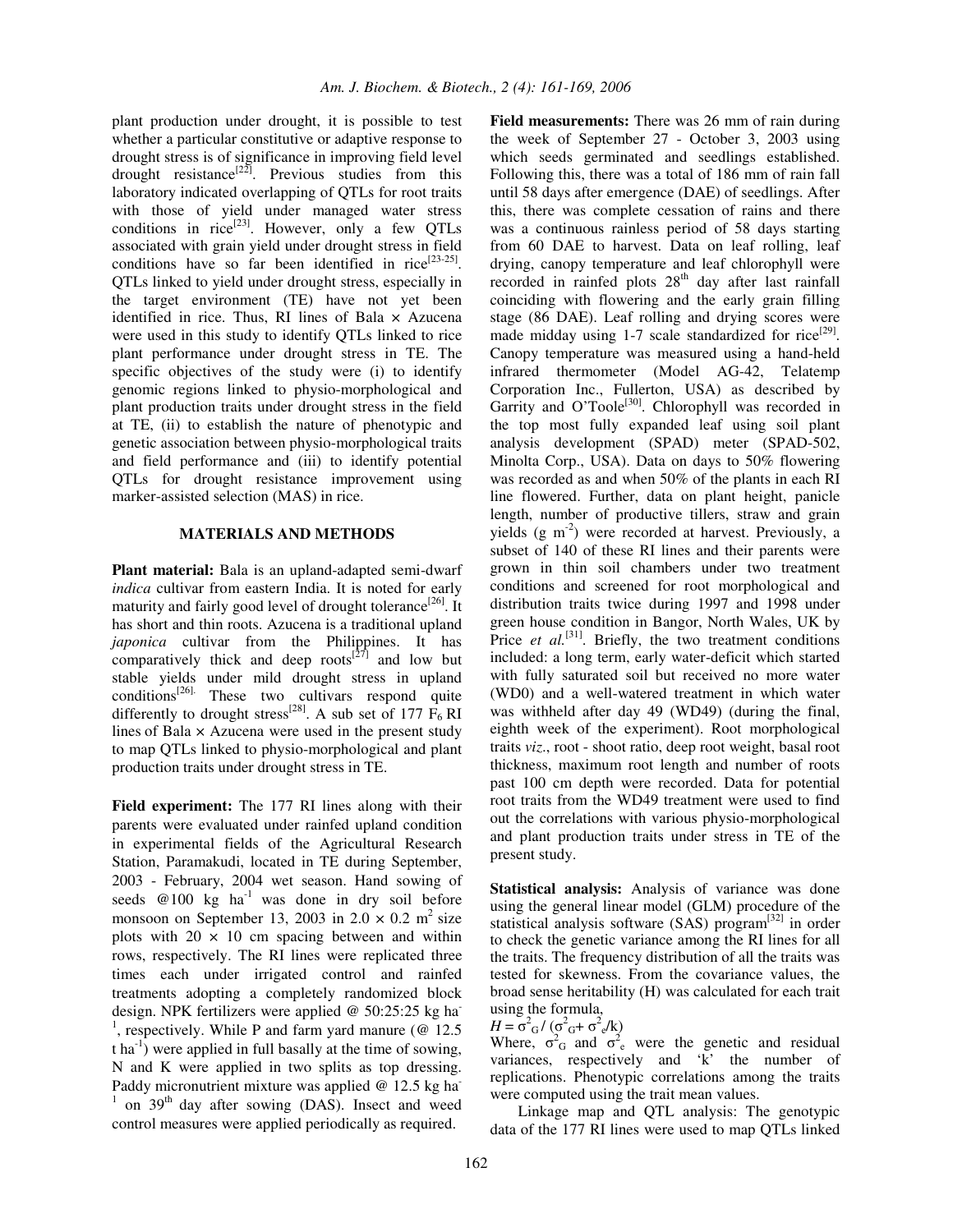plant production under drought, it is possible to test whether a particular constitutive or adaptive response to drought stress is of significance in improving field level drought resistance[22]. Previous studies from this laboratory indicated overlapping of QTLs for root traits with those of yield under managed water stress conditions in rice[23]. However, only a few QTLs associated with grain yield under drought stress in field conditions have so far been identified in rice[23-25]. QTLs linked to yield under drought stress, especially in the target environment (TE) have not yet been identified in rice. Thus, RI lines of Bala × Azucena were used in this study to identify QTLs linked to rice plant performance under drought stress in TE. The specific objectives of the study were (i) to identify genomic regions linked to physio-morphological and plant production traits under drought stress in the field at TE, (ii) to establish the nature of phenotypic and genetic association between physio-morphological traits and field performance and (iii) to identify potential QTLs for drought resistance improvement using marker-assisted selection (MAS) in rice.

## MATERIALS AND METHODS

**Plant material:** Bala is an upland-adapted semi-dwarf *indica* cultivar from eastern India. It is noted for early maturity and fairly good level of drought tolerance[26]. It has short and thin roots. Azucena is a traditional upland *japonica* cultivar from the Philippines. It has comparatively thick and deep roots[27] and low but stable yields under mild drought stress in upland conditions[26]. These two cultivars respond quite differently to drought stress[28]. A sub set of 177 $F_6$ RI lines of Bala × Azucena were used in the present study to map QTLs linked to physio-morphological and plant production traits under drought stress in TE.

**Field experiment:** The 177 RI lines along with their parents were evaluated under rainfed upland condition in experimental fields of the Agricultural Research Station, Paramakudi, located in TE during September, 2003 - February, 2004 wet season. Hand sowing of seeds @100 kg ha$^{-1}$ was done in dry soil before monsoon on September 13, 2003 in $2.0 \times 0.2$ m$^2$ size plots with $20 \times 10$ cm spacing between and within rows, respectively. The RI lines were replicated three times each under irrigated control and rainfed treatments adopting a completely randomized block design. NPK fertilizers were applied @ 50:25:25 kg ha$^{-1}$, respectively. While P and farm yard manure (@ 12.5 t ha$^{-1}$) were applied in full basally at the time of sowing, N and K were applied in two splits as top dressing. Paddy micronutrient mixture was applied @ 12.5 kg ha$^{-1}$ on 39$^{th}$ day after sowing (DAS). Insect and weed control measures were applied periodically as required.

**Field measurements:** There was 26 mm of rain during the week of September 27 - October 3, 2003 using which seeds germinated and seedlings established. Following this, there was a total of 186 mm of rain fall until 58 days after emergence (DAE) of seedlings. After this, there was complete cessation of rains and there was a continuous rainless period of 58 days starting from 60 DAE to harvest. Data on leaf rolling, leaf drying, canopy temperature and leaf chlorophyll were recorded in rainfed plots 28$^{th}$ day after last rainfall coinciding with flowering and the early grain filling stage (86 DAE). Leaf rolling and drying scores were made midday using 1-7 scale standardized for rice[29]. Canopy temperature was measured using a hand-held infrared thermometer (Model AG-42, Telatemp Corporation Inc., Fullerton, USA) as described by Garrity and O'Toole[30]. Chlorophyll was recorded in the top most fully expanded leaf using soil plant analysis development (SPAD) meter (SPAD-502, Minolta Corp., USA). Data on days to 50% flowering was recorded as and when 50% of the plants in each RI line flowered. Further, data on plant height, panicle length, number of productive tillers, straw and grain yields (g m$^{-2}$) were recorded at harvest. Previously, a subset of 140 of these RI lines and their parents were grown in thin soil chambers under two treatment conditions and screened for root morphological and distribution traits twice during 1997 and 1998 under green house condition in Bangor, North Wales, UK by Price *et al.*[31]. Briefly, the two treatment conditions included: a long term, early water-deficit which started with fully saturated soil but received no more water (WD0) and a well-watered treatment in which water was withheld after day 49 (WD49) (during the final, eighth week of the experiment). Root morphological traits *viz*., root - shoot ratio, deep root weight, basal root thickness, maximum root length and number of roots past 100 cm depth were recorded. Data for potential root traits from the WD49 treatment were used to find out the correlations with various physio-morphological and plant production traits under stress in TE of the present study.

**Statistical analysis:** Analysis of variance was done using the general linear model (GLM) procedure of the statistical analysis software (SAS) program[32] in order to check the genetic variance among the RI lines for all the traits. The frequency distribution of all the traits was tested for skewness. From the covariance values, the broad sense heritability (H) was calculated for each trait using the formula,

$$H = \sigma^2_G / (\sigma^2_G + \sigma^2_e/k)$$

Where, $\sigma^2_G$ and $\sigma^2_e$ were the genetic and residual variances, respectively and 'k' the number of replications. Phenotypic correlations among the traits were computed using the trait mean values.

Linkage map and QTL analysis: The genotypic data of the 177 RI lines were used to map QTLs linked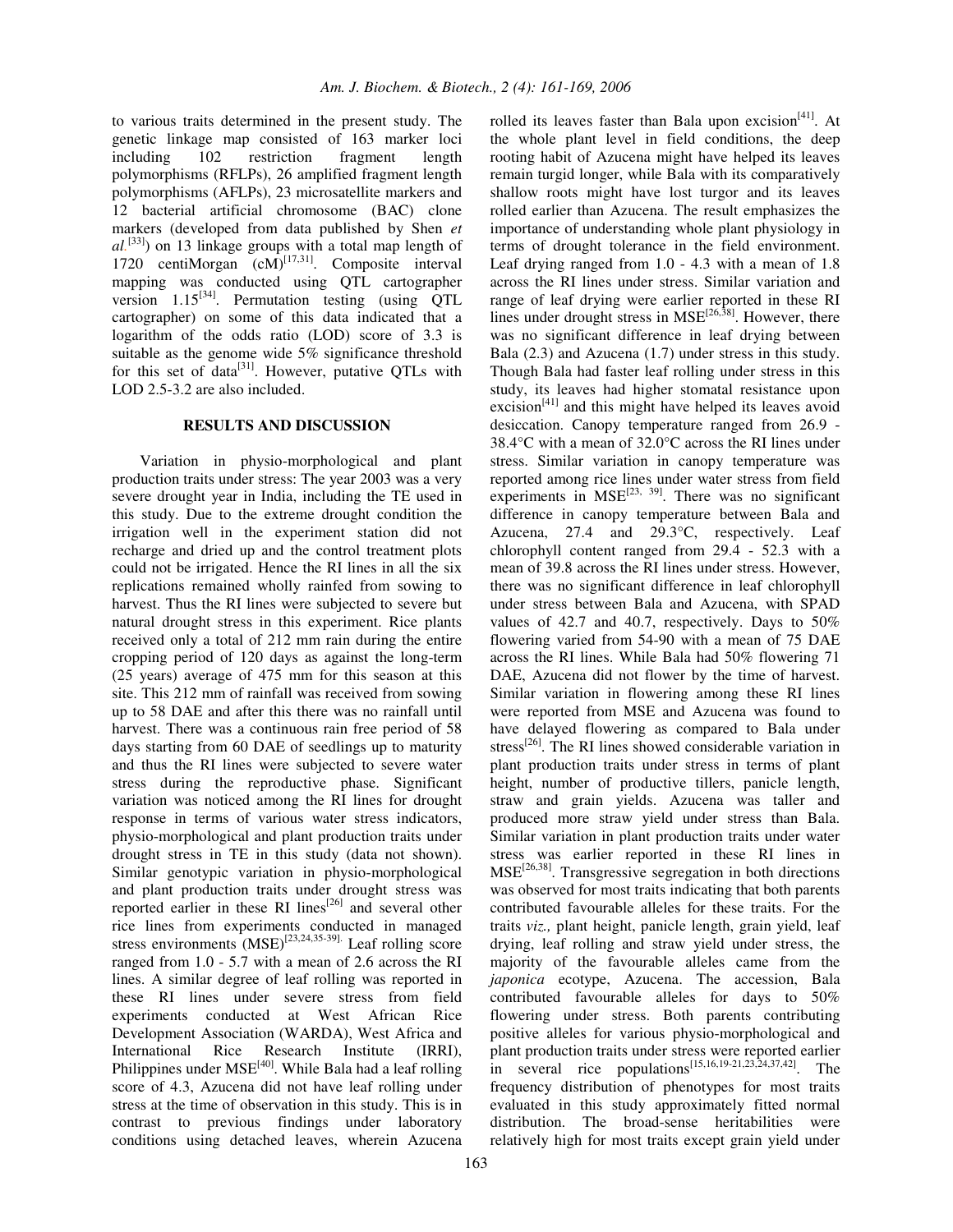to various traits determined in the present study. The genetic linkage map consisted of 163 marker loci including 102 restriction fragment length polymorphisms (RFLPs), 26 amplified fragment length polymorphisms (AFLPs), 23 microsatellite markers and 12 bacterial artificial chromosome (BAC) clone markers (developed from data published by Shen *et al.*[33]) on 13 linkage groups with a total map length of 1720 centiMorgan (cM)[17,31]. Composite interval mapping was conducted using QTL cartographer version 1.15[34]. Permutation testing (using QTL cartographer) on some of this data indicated that a logarithm of the odds ratio (LOD) score of 3.3 is suitable as the genome wide 5% significance threshold for this set of data[31]. However, putative QTLs with LOD 2.5-3.2 are also included.

## RESULTS AND DISCUSSION

Variation in physio-morphological and plant production traits under stress: The year 2003 was a very severe drought year in India, including the TE used in this study. Due to the extreme drought condition the irrigation well in the experiment station did not recharge and dried up and the control treatment plots could not be irrigated. Hence the RI lines in all the six replications remained wholly rainfed from sowing to harvest. Thus the RI lines were subjected to severe but natural drought stress in this experiment. Rice plants received only a total of 212 mm rain during the entire cropping period of 120 days as against the long-term (25 years) average of 475 mm for this season at this site. This 212 mm of rainfall was received from sowing up to 58 DAE and after this there was no rainfall until harvest. There was a continuous rain free period of 58 days starting from 60 DAE of seedlings up to maturity and thus the RI lines were subjected to severe water stress during the reproductive phase. Significant variation was noticed among the RI lines for drought response in terms of various water stress indicators, physio-morphological and plant production traits under drought stress in TE in this study (data not shown). Similar genotypic variation in physio-morphological and plant production traits under drought stress was reported earlier in these RI lines[26] and several other rice lines from experiments conducted in managed stress environments (MSE)[23,24,35-39]. Leaf rolling score ranged from 1.0 - 5.7 with a mean of 2.6 across the RI lines. A similar degree of leaf rolling was reported in these RI lines under severe stress from field experiments conducted at West African Rice Development Association (WARDA), West Africa and International Rice Research Institute (IRRI), Philippines under MSE[40]. While Bala had a leaf rolling score of 4.3, Azucena did not have leaf rolling under stress at the time of observation in this study. This is in contrast to previous findings under laboratory conditions using detached leaves, wherein Azucena rolled its leaves faster than Bala upon excision[41]. At the whole plant level in field conditions, the deep rooting habit of Azucena might have helped its leaves remain turgid longer, while Bala with its comparatively shallow roots might have lost turgor and its leaves rolled earlier than Azucena. The result emphasizes the importance of understanding whole plant physiology in terms of drought tolerance in the field environment. Leaf drying ranged from 1.0 - 4.3 with a mean of 1.8 across the RI lines under stress. Similar variation and range of leaf drying were earlier reported in these RI lines under drought stress in MSE[26,38]. However, there was no significant difference in leaf drying between Bala (2.3) and Azucena (1.7) under stress in this study. Though Bala had faster leaf rolling under stress in this study, its leaves had higher stomatal resistance upon excision[41] and this might have helped its leaves avoid desiccation. Canopy temperature ranged from 26.9 - 38.4°C with a mean of 32.0°C across the RI lines under stress. Similar variation in canopy temperature was reported among rice lines under water stress from field experiments in MSE[23, 39]. There was no significant difference in canopy temperature between Bala and Azucena, 27.4 and 29.3°C, respectively. Leaf chlorophyll content ranged from 29.4 - 52.3 with a mean of 39.8 across the RI lines under stress. However, there was no significant difference in leaf chlorophyll under stress between Bala and Azucena, with SPAD values of 42.7 and 40.7, respectively. Days to 50% flowering varied from 54-90 with a mean of 75 DAE across the RI lines. While Bala had 50% flowering 71 DAE, Azucena did not flower by the time of harvest. Similar variation in flowering among these RI lines were reported from MSE and Azucena was found to have delayed flowering as compared to Bala under stress[26]. The RI lines showed considerable variation in plant production traits under stress in terms of plant height, number of productive tillers, panicle length, straw and grain yields. Azucena was taller and produced more straw yield under stress than Bala. Similar variation in plant production traits under water stress was earlier reported in these RI lines in MSE[26,38]. Transgressive segregation in both directions was observed for most traits indicating that both parents contributed favourable alleles for these traits. For the traits *viz.,* plant height, panicle length, grain yield, leaf drying, leaf rolling and straw yield under stress, the majority of the favourable alleles came from the *japonica* ecotype, Azucena. The accession, Bala contributed favourable alleles for days to 50% flowering under stress. Both parents contributing positive alleles for various physio-morphological and plant production traits under stress were reported earlier in several rice populations[15,16,19-21,23,24,37,42]. The frequency distribution of phenotypes for most traits evaluated in this study approximately fitted normal distribution. The broad-sense heritabilities were relatively high for most traits except grain yield under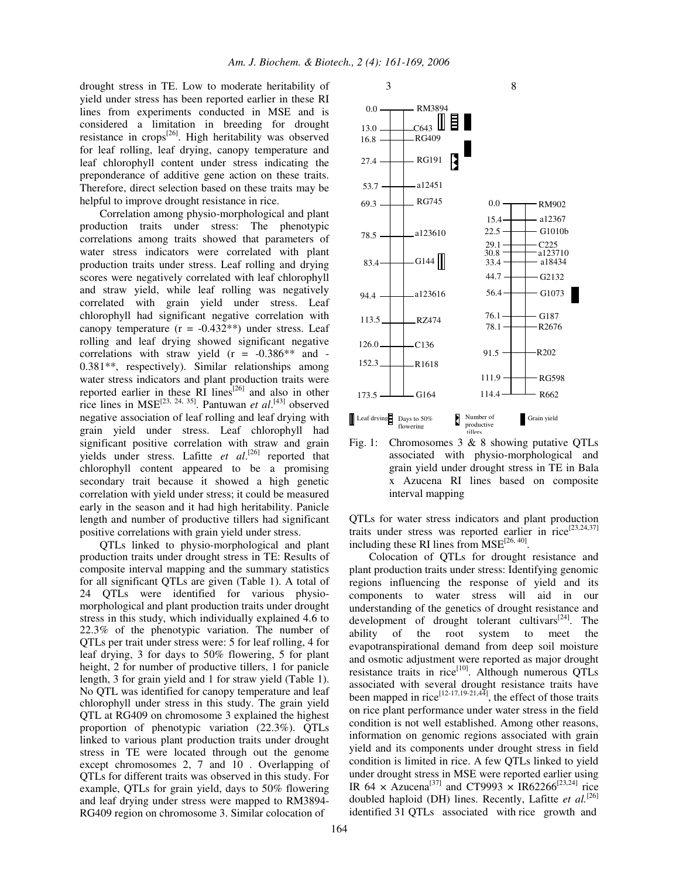drought stress in TE. Low to moderate heritability of yield under stress has been reported earlier in these RI lines from experiments conducted in MSE and is considered a limitation in breeding for drought resistance in crops[26]. High heritability was observed for leaf rolling, leaf drying, canopy temperature and leaf chlorophyll content under stress indicating the preponderance of additive gene action on these traits. Therefore, direct selection based on these traits may be helpful to improve drought resistance in rice.

Correlation among physio-morphological and plant production traits under stress: The phenotypic correlations among traits showed that parameters of water stress indicators were correlated with plant production traits under stress. Leaf rolling and drying scores were negatively correlated with leaf chlorophyll and straw yield, while leaf rolling was negatively correlated with grain yield under stress. Leaf chlorophyll had significant negative correlation with canopy temperature (r = -0.432**) under stress. Leaf rolling and leaf drying showed significant negative correlations with straw yield (r = -0.386** and -0.381**, respectively). Similar relationships among water stress indicators and plant production traits were reported earlier in these RI lines[26] and also in other rice lines in MSE[23, 24, 35]. Pantuwan *et al*.[43] observed negative association of leaf rolling and leaf drying with grain yield under stress. Leaf chlorophyll had significant positive correlation with straw and grain yields under stress. Lafitte *et al*.[26] reported that chlorophyll content appeared to be a promising secondary trait because it showed a high genetic correlation with yield under stress; it could be measured early in the season and it had high heritability. Panicle length and number of productive tillers had significant positive correlations with grain yield under stress.

QTLs linked to physio-morphological and plant production traits under drought stress in TE: Results of composite interval mapping and the summary statistics for all significant QTLs are given (Table 1). A total of 24 QTLs were identified for various physio-morphological and plant production traits under drought stress in this study, which individually explained 4.6 to 22.3% of the phenotypic variation. The number of QTLs per trait under stress were: 5 for leaf rolling, 4 for leaf drying, 3 for days to 50% flowering, 5 for plant height, 2 for number of productive tillers, 1 for panicle length, 3 for grain yield and 1 for straw yield (Table 1). No QTL was identified for canopy temperature and leaf chlorophyll under stress in this study. The grain yield QTL at RG409 on chromosome 3 explained the highest proportion of phenotypic variation (22.3%). QTLs linked to various plant production traits under drought stress in TE were located through out the genome except chromosomes 2, 7 and 10 . Overlapping of QTLs for different traits was observed in this study. For example, QTLs for grain yield, days to 50% flowering and leaf drying under stress were mapped to RM3894-RG409 region on chromosome 3. Similar colocation of

Fig. 1: Chromosomes 3 & 8 showing putative QTLs associated with physio-morphological and grain yield under drought stress in TE in Bala x Azucena RI lines based on composite interval mapping

QTLs for water stress indicators and plant production traits under stress was reported earlier in rice[23,24,37] including these RI lines from MSE[26, 40].

Colocation of QTLs for drought resistance and plant production traits under stress: Identifying genomic regions influencing the response of yield and its components to water stress will aid in our understanding of the genetics of drought resistance and development of drought tolerant cultivars[24]. The ability of the root system to meet the evapotranspirational demand from deep soil moisture and osmotic adjustment were reported as major drought resistance traits in rice[10]. Although numerous QTLs associated with several drought resistance traits have been mapped in rice[12-17,19-21,44], the effect of those traits on rice plant performance under water stress in the field condition is not well established. Among other reasons, information on genomic regions associated with grain yield and its components under drought stress in field condition is limited in rice. A few QTLs linked to yield under drought stress in MSE were reported earlier using IR 64 × Azucena[37] and CT9993 × IR62266[23,24] rice doubled haploid (DH) lines. Recently, Lafitte *et al.*[26] identified 31 QTLs associated with rice growth and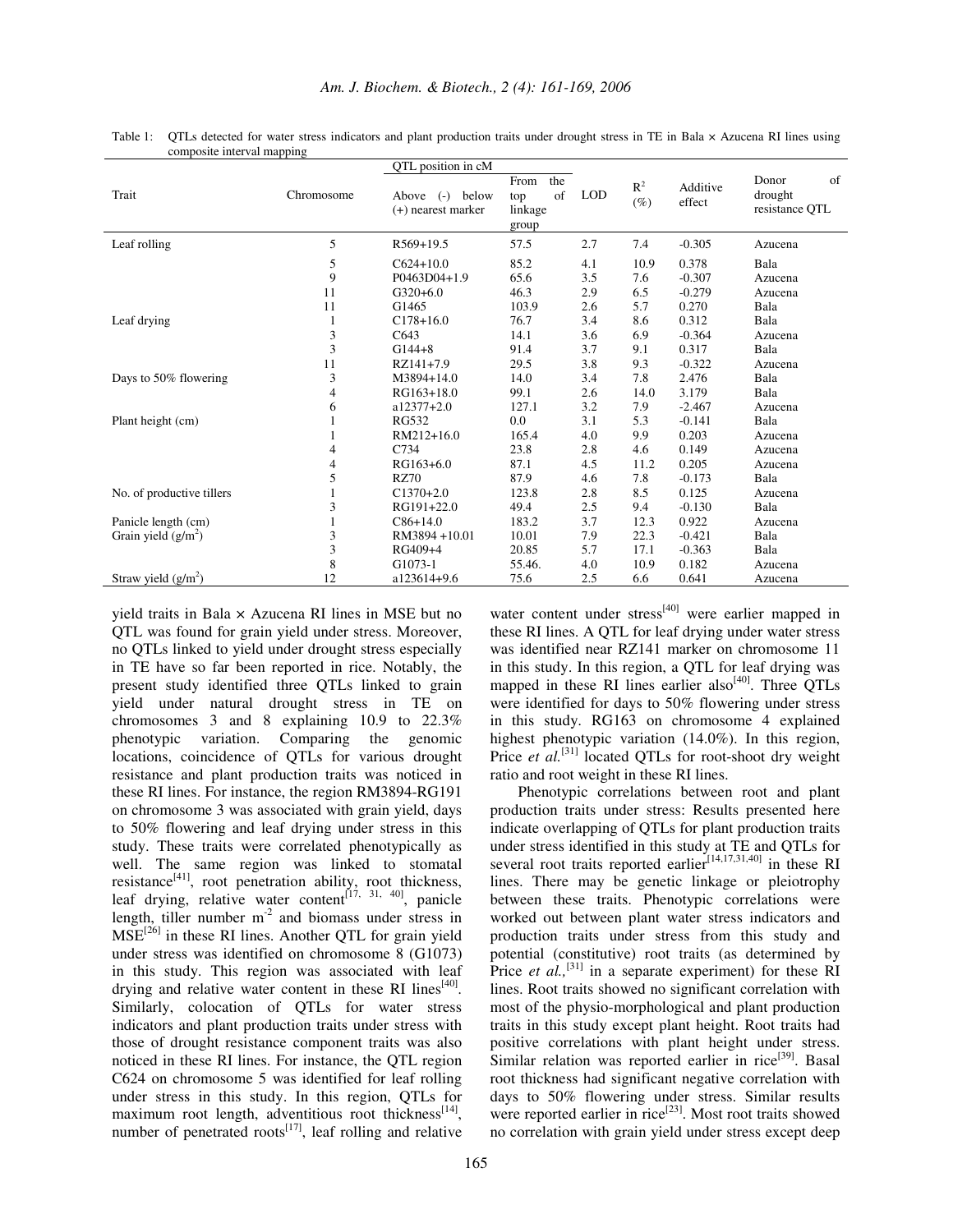Table 1: QTLs detected for water stress indicators and plant production traits under drought stress in TE in Bala × Azucena RI lines using composite interval mapping

| Trait | Chromosome | QTL position in cM | | LOD | $R^2$ (%) | Additive effect | Donor of drought resistance QTL |
|---|---|---|---|---|---|---|---|
| | | Above (-) below (+) nearest marker | From the top of linkage group | | | | |
| Leaf rolling | 5 | R569+19.5 | 57.5 | 2.7 | 7.4 | -0.305 | Azucena |
| | 5 | C624+10.0 | 85.2 | 4.1 | 10.9 | 0.378 | Bala |
| | 9 | P0463D04+1.9 | 65.6 | 3.5 | 7.6 | -0.307 | Azucena |
| | 11 | G320+6.0 | 46.3 | 2.9 | 6.5 | -0.279 | Azucena |
| | 11 | G1465 | 103.9 | 2.6 | 5.7 | 0.270 | Bala |
| Leaf drying | 1 | C178+16.0 | 76.7 | 3.4 | 8.6 | 0.312 | Bala |
| | 3 | C643 | 14.1 | 3.6 | 6.9 | -0.364 | Azucena |
| | 3 | G144+8 | 91.4 | 3.7 | 9.1 | 0.317 | Bala |
| | 11 | RZ141+7.9 | 29.5 | 3.8 | 9.3 | -0.322 | Azucena |
| Days to 50% flowering | 3 | M3894+14.0 | 14.0 | 3.4 | 7.8 | 2.476 | Bala |
| | 4 | RG163+18.0 | 99.1 | 2.6 | 14.0 | 3.179 | Bala |
| | 6 | a12377+2.0 | 127.1 | 3.2 | 7.9 | -2.467 | Azucena |
| Plant height (cm) | 1 | RG532 | 0.0 | 3.1 | 5.3 | -0.141 | Bala |
| | 1 | RM212+16.0 | 165.4 | 4.0 | 9.9 | 0.203 | Azucena |
| | 4 | C734 | 23.8 | 2.8 | 4.6 | 0.149 | Azucena |
| | 4 | RG163+6.0 | 87.1 | 4.5 | 11.2 | 0.205 | Azucena |
| | 5 | RZ70 | 87.9 | 4.6 | 7.8 | -0.173 | Bala |
| No. of productive tillers | 1 | C1370+2.0 | 123.8 | 2.8 | 8.5 | 0.125 | Azucena |
| | 3 | RG191+22.0 | 49.4 | 2.5 | 9.4 | -0.130 | Bala |
| Panicle length (cm) | 1 | C86+14.0 | 183.2 | 3.7 | 12.3 | 0.922 | Azucena |
| Grain yield (g/m$^2$) | 3 | RM3894 +10.01 | 10.01 | 7.9 | 22.3 | -0.421 | Bala |
| | 3 | RG409+4 | 20.85 | 5.7 | 17.1 | -0.363 | Bala |
| | 8 | G1073-1 | 55.46. | 4.0 | 10.9 | 0.182 | Azucena |
| Straw yield (g/m$^2$) | 12 | a123614+9.6 | 75.6 | 2.5 | 6.6 | 0.641 | Azucena |

yield traits in Bala × Azucena RI lines in MSE but no QTL was found for grain yield under stress. Moreover, no QTLs linked to yield under drought stress especially in TE have so far been reported in rice. Notably, the present study identified three QTLs linked to grain yield under natural drought stress in TE on chromosomes 3 and 8 explaining 10.9 to 22.3% phenotypic variation. Comparing the genomic locations, coincidence of QTLs for various drought resistance and plant production traits was noticed in these RI lines. For instance, the region RM3894-RG191 on chromosome 3 was associated with grain yield, days to 50% flowering and leaf drying under stress in this study. These traits were correlated phenotypically as well. The same region was linked to stomatal resistance[41], root penetration ability, root thickness, leaf drying, relative water content[17, 31, 40], panicle length, tiller number m$^{-2}$ and biomass under stress in MSE[26] in these RI lines. Another QTL for grain yield under stress was identified on chromosome 8 (G1073) in this study. This region was associated with leaf drying and relative water content in these RI lines[40]. Similarly, colocation of QTLs for water stress indicators and plant production traits under stress with those of drought resistance component traits was also noticed in these RI lines. For instance, the QTL region C624 on chromosome 5 was identified for leaf rolling under stress in this study. In this region, QTLs for maximum root length, adventitious root thickness[14], number of penetrated roots[17], leaf rolling and relative water content under stress[40] were earlier mapped in these RI lines. A QTL for leaf drying under water stress was identified near RZ141 marker on chromosome 11 in this study. In this region, a QTL for leaf drying was mapped in these RI lines earlier also[40]. Three QTLs were identified for days to 50% flowering under stress in this study. RG163 on chromosome 4 explained highest phenotypic variation (14.0%). In this region, Price *et al.*[31] located QTLs for root-shoot dry weight ratio and root weight in these RI lines.

**Phenotypic correlations between root and plant production traits under stress:** Results presented here indicate overlapping of QTLs for plant production traits under stress identified in this study at TE and QTLs for several root traits reported earlier[14,17,31,40] in these RI lines. There may be genetic linkage or pleiotrophy between these traits. Phenotypic correlations were worked out between plant water stress indicators and production traits under stress from this study and potential (constitutive) root traits (as determined by Price *et al.*,[31] in a separate experiment) for these RI lines. Root traits showed no significant correlation with most of the physio-morphological and plant production traits in this study except plant height. Root traits had positive correlations with plant height under stress. Similar relation was reported earlier in rice[39]. Basal root thickness had significant negative correlation with days to 50% flowering under stress. Similar results were reported earlier in rice[23]. Most root traits showed no correlation with grain yield under stress except deep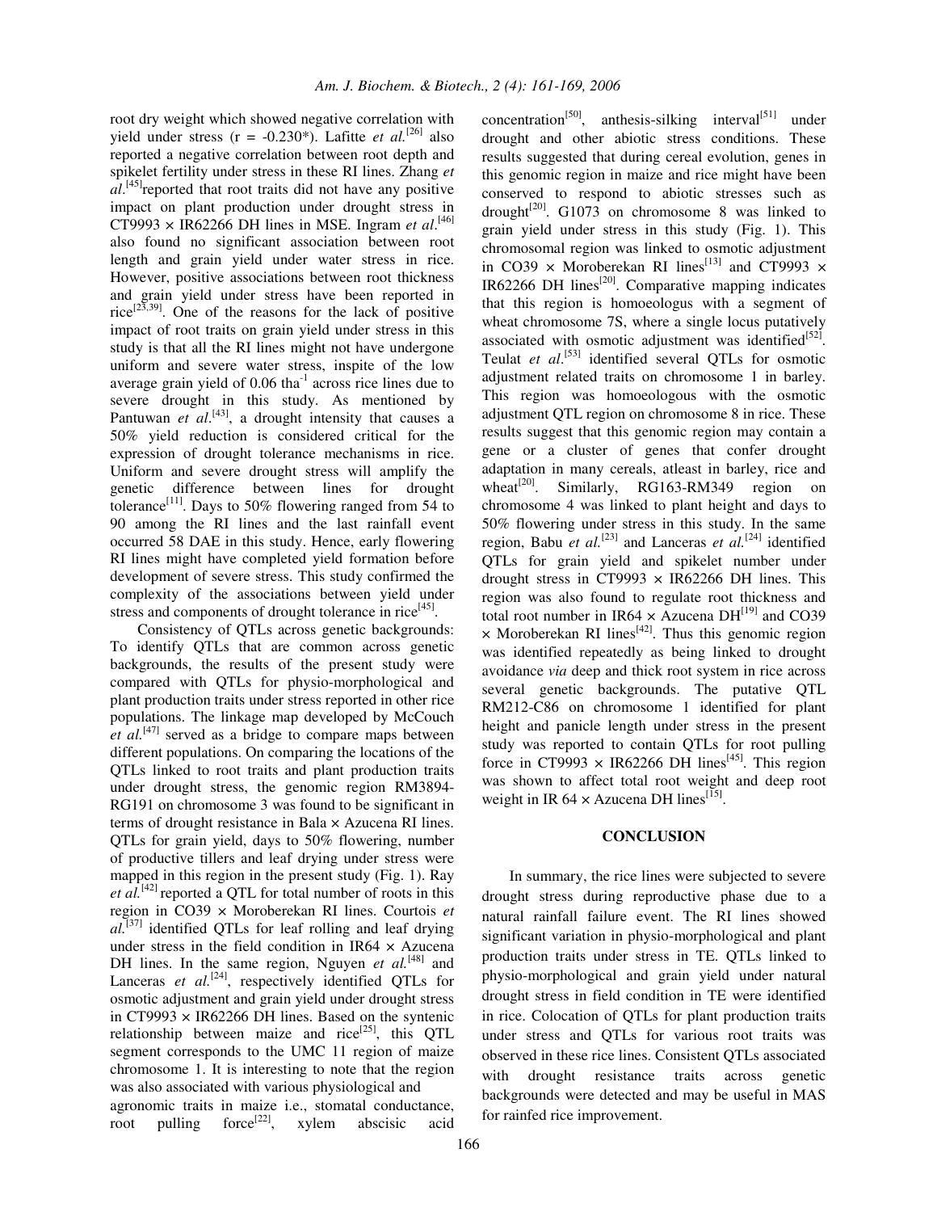root dry weight which showed negative correlation with yield under stress (r = -0.230*). Lafitte *et al.*[26] also reported a negative correlation between root depth and spikelet fertility under stress in these RI lines. Zhang *et al.*[45]reported that root traits did not have any positive impact on plant production under drought stress in CT9993 × IR62266 DH lines in MSE. Ingram *et al*.[46] also found no significant association between root length and grain yield under water stress in rice. However, positive associations between root thickness and grain yield under stress have been reported in rice[23,39]. One of the reasons for the lack of positive impact of root traits on grain yield under stress in this study is that all the RI lines might not have undergone uniform and severe water stress, inspite of the low average grain yield of 0.06 $tha^{-1}$ across rice lines due to severe drought in this study. As mentioned by Pantuwan *et al*.[43], a drought intensity that causes a 50% yield reduction is considered critical for the expression of drought tolerance mechanisms in rice. Uniform and severe drought stress will amplify the genetic difference between lines for drought tolerance[11]. Days to 50% flowering ranged from 54 to 90 among the RI lines and the last rainfall event occurred 58 DAE in this study. Hence, early flowering RI lines might have completed yield formation before development of severe stress. This study confirmed the complexity of the associations between yield under stress and components of drought tolerance in rice[45].

Consistency of QTLs across genetic backgrounds: To identify QTLs that are common across genetic backgrounds, the results of the present study were compared with QTLs for physio-morphological and plant production traits under stress reported in other rice populations. The linkage map developed by McCouch *et al.*[47] served as a bridge to compare maps between different populations. On comparing the locations of the QTLs linked to root traits and plant production traits under drought stress, the genomic region RM3894-RG191 on chromosome 3 was found to be significant in terms of drought resistance in Bala × Azucena RI lines. QTLs for grain yield, days to 50% flowering, number of productive tillers and leaf drying under stress were mapped in this region in the present study (Fig. 1). Ray *et al.*[42] reported a QTL for total number of roots in this region in CO39 × Moroberekan RI lines. Courtois *et al.*[37] identified QTLs for leaf rolling and leaf drying under stress in the field condition in IR64 × Azucena DH lines. In the same region, Nguyen *et al.*[48] and Lanceras *et al.*[24], respectively identified QTLs for osmotic adjustment and grain yield under drought stress in CT9993 × IR62266 DH lines. Based on the syntenic relationship between maize and rice[25], this QTL segment corresponds to the UMC 11 region of maize chromosome 1. It is interesting to note that the region was also associated with various physiological and agronomic traits in maize i.e., stomatal conductance, root pulling force[22], xylem abscisic acid concentration[50], anthesis-silking interval[51] under drought and other abiotic stress conditions. These results suggested that during cereal evolution, genes in this genomic region in maize and rice might have been conserved to respond to abiotic stresses such as drought[20]. G1073 on chromosome 8 was linked to grain yield under stress in this study (Fig. 1). This chromosomal region was linked to osmotic adjustment in CO39 × Moroberekan RI lines[13] and CT9993 × IR62266 DH lines[20]. Comparative mapping indicates that this region is homoeologus with a segment of wheat chromosome 7S, where a single locus putatively associated with osmotic adjustment was identified[52]. Teulat *et al*.[53] identified several QTLs for osmotic adjustment related traits on chromosome 1 in barley. This region was homoeologous with the osmotic adjustment QTL region on chromosome 8 in rice. These results suggest that this genomic region may contain a gene or a cluster of genes that confer drought adaptation in many cereals, atleast in barley, rice and wheat[20]. Similarly, RG163-RM349 region on chromosome 4 was linked to plant height and days to 50% flowering under stress in this study. In the same region, Babu *et al.*[23] and Lanceras *et al.*[24] identified QTLs for grain yield and spikelet number under drought stress in CT9993 × IR62266 DH lines. This region was also found to regulate root thickness and total root number in IR64 × Azucena DH[19] and CO39 × Moroberekan RI lines[42]. Thus this genomic region was identified repeatedly as being linked to drought avoidance *via* deep and thick root system in rice across several genetic backgrounds. The putative QTL RM212-C86 on chromosome 1 identified for plant height and panicle length under stress in the present study was reported to contain QTLs for root pulling force in CT9993 × IR62266 DH lines[45]. This region was shown to affect total root weight and deep root weight in IR 64 × Azucena DH lines[15].

## CONCLUSION

In summary, the rice lines were subjected to severe drought stress during reproductive phase due to a natural rainfall failure event. The RI lines showed significant variation in physio-morphological and plant production traits under stress in TE. QTLs linked to physio-morphological and grain yield under natural drought stress in field condition in TE were identified in rice. Colocation of QTLs for plant production traits under stress and QTLs for various root traits was observed in these rice lines. Consistent QTLs associated with drought resistance traits across genetic backgrounds were detected and may be useful in MAS for rainfed rice improvement.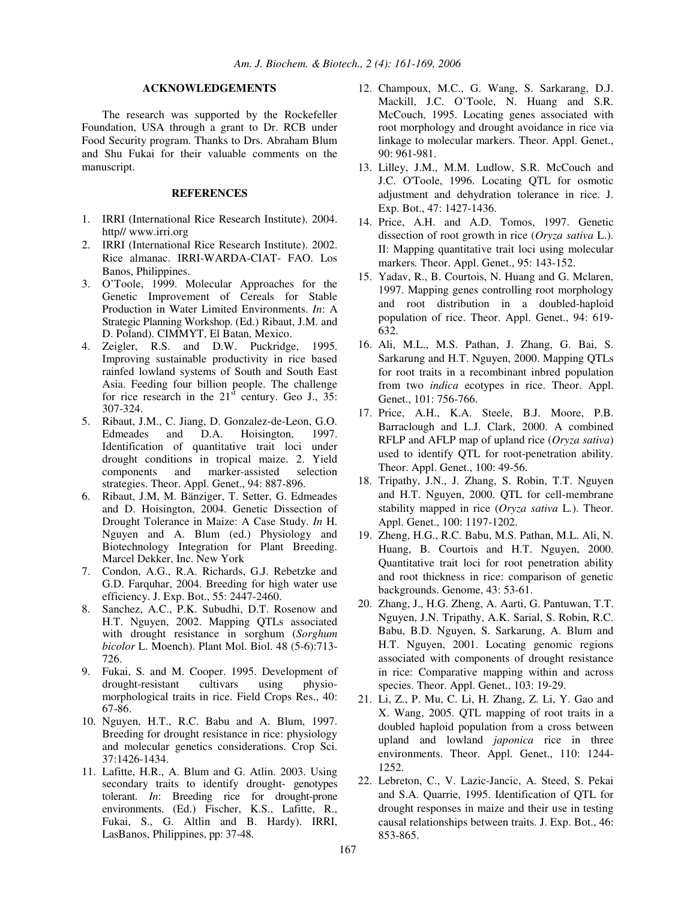## ACKNOWLEDGEMENTS

The research was supported by the Rockefeller Foundation, USA through a grant to Dr. RCB under Food Security program. Thanks to Drs. Abraham Blum and Shu Fukai for their valuable comments on the manuscript.

## REFERENCES

1. IRRI (International Rice Research Institute). 2004. http// www.irri.org
2. IRRI (International Rice Research Institute). 2002. Rice almanac. IRRI-WARDA-CIAT- FAO. Los Banos, Philippines.
3. O'Toole, 1999. Molecular Approaches for the Genetic Improvement of Cereals for Stable Production in Water Limited Environments. *In*: A Strategic Planning Workshop. (Ed.) Ribaut, J.M. and D. Poland). CIMMYT, El Batan, Mexico.
4. Zeigler, R.S. and D.W. Puckridge, 1995. Improving sustainable productivity in rice based rainfed lowland systems of South and South East Asia. Feeding four billion people. The challenge for rice research in the 21$^{st}$ century. Geo J., 35: 307-324.
5. Ribaut, J.M., C. Jiang, D. Gonzalez-de-Leon, G.O. Edmeades and D.A. Hoisington, 1997. Identification of quantitative trait loci under drought conditions in tropical maize. 2. Yield components and marker-assisted selection strategies. Theor. Appl. Genet., 94: 887-896.
6. Ribaut, J.M, M. Bänziger, T. Setter, G. Edmeades and D. Hoisington, 2004. Genetic Dissection of Drought Tolerance in Maize: A Case Study. *In* H. Nguyen and A. Blum (ed.) Physiology and Biotechnology Integration for Plant Breeding. Marcel Dekker, Inc. New York
7. Condon, A.G., R.A. Richards, G.J. Rebetzke and G.D. Farquhar, 2004. Breeding for high water use efficiency. J. Exp. Bot., 55: 2447-2460.
8. Sanchez, A.C., P.K. Subudhi, D.T. Rosenow and H.T. Nguyen, 2002. Mapping QTLs associated with drought resistance in sorghum (*Sorghum bicolor* L. Moench). Plant Mol. Biol. 48 (5-6):713-726.
9. Fukai, S. and M. Cooper. 1995. Development of drought-resistant cultivars using physio-morphological traits in rice. Field Crops Res., 40: 67-86.
10. Nguyen, H.T., R.C. Babu and A. Blum, 1997. Breeding for drought resistance in rice: physiology and molecular genetics considerations. Crop Sci. 37:1426-1434.
11. Lafitte, H.R., A. Blum and G. Atlin. 2003. Using secondary traits to identify drought- genotypes tolerant. *In*: Breeding rice for drought-prone environments. (Ed.) Fischer, K.S., Lafitte, R., Fukai, S., G. Altlin and B. Hardy). IRRI, LasBanos, Philippines, pp: 37-48.
12. Champoux, M.C., G. Wang, S. Sarkarang, D.J. Mackill, J.C. O'Toole, N. Huang and S.R. McCouch, 1995. Locating genes associated with root morphology and drought avoidance in rice via linkage to molecular markers. Theor. Appl. Genet., 90: 961-981.
13. Lilley, J.M., M.M. Ludlow, S.R. McCouch and J.C. O'Toole, 1996. Locating QTL for osmotic adjustment and dehydration tolerance in rice. J. Exp. Bot., 47: 1427-1436.
14. Price, A.H. and A.D. Tomos, 1997. Genetic dissection of root growth in rice (*Oryza sativa* L.). II: Mapping quantitative trait loci using molecular markers*.* Theor. Appl. Genet., 95: 143-152.
15. Yadav, R., B. Courtois, N. Huang and G. Mclaren, 1997. Mapping genes controlling root morphology and root distribution in a doubled-haploid population of rice. Theor. Appl. Genet., 94: 619-632.
16. Ali, M.L., M.S. Pathan, J. Zhang, G. Bai, S. Sarkarung and H.T. Nguyen, 2000. Mapping QTLs for root traits in a recombinant inbred population from two *indica* ecotypes in rice. Theor. Appl. Genet., 101: 756-766.
17. Price, A.H., K.A. Steele, B.J. Moore, P.B. Barraclough and L.J. Clark, 2000. A combined RFLP and AFLP map of upland rice (*Oryza sativa*) used to identify QTL for root-penetration ability. Theor. Appl. Genet., 100: 49-56.
18. Tripathy, J.N., J. Zhang, S. Robin, T.T. Nguyen and H.T. Nguyen, 2000. QTL for cell-membrane stability mapped in rice (*Oryza sativa* L*.*). Theor. Appl. Genet., 100: 1197-1202.
19. Zheng, H.G., R.C. Babu, M.S. Pathan, M.L. Ali, N. Huang, B. Courtois and H.T. Nguyen, 2000. Quantitative trait loci for root penetration ability and root thickness in rice: comparison of genetic backgrounds. Genome, 43: 53-61.
20. Zhang, J., H.G. Zheng, A. Aarti, G. Pantuwan, T.T. Nguyen, J.N. Tripathy, A.K. Sarial, S. Robin, R.C. Babu, B.D. Nguyen, S. Sarkarung, A. Blum and H.T. Nguyen, 2001. Locating genomic regions associated with components of drought resistance in rice: Comparative mapping within and across species. Theor. Appl. Genet., 103: 19-29.
21. Li, Z., P. Mu, C. Li, H. Zhang, Z. Li, Y. Gao and X. Wang, 2005. QTL mapping of root traits in a doubled haploid population from a cross between upland and lowland *japonica* rice in three environments. Theor. Appl. Genet., 110: 1244-1252.
22. Lebreton, C., V. Lazic-Jancic, A. Steed, S. Pekai and S.A. Quarrie, 1995. Identification of QTL for drought responses in maize and their use in testing causal relationships between traits. J. Exp. Bot., 46: 853-865.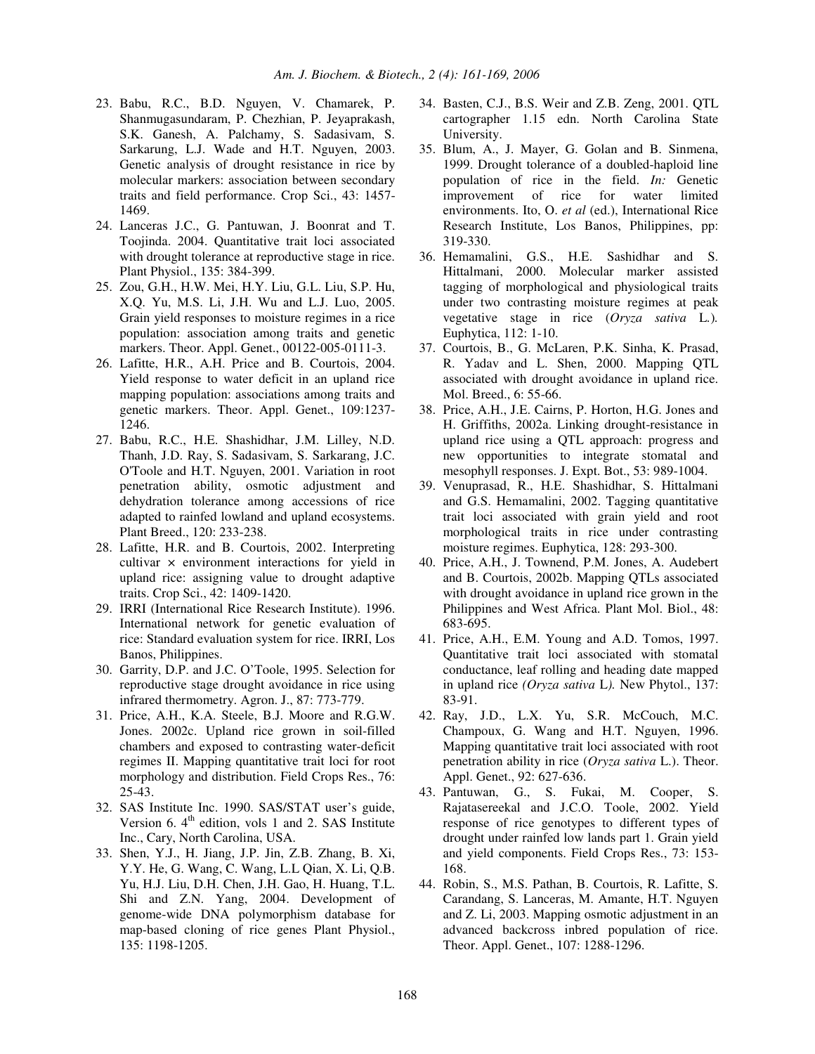23. Babu, R.C., B.D. Nguyen, V. Chamarek, P. Shanmugasundaram, P. Chezhian, P. Jeyaprakash, S.K. Ganesh, A. Palchamy, S. Sadasivam, S. Sarkarung, L.J. Wade and H.T. Nguyen, 2003. Genetic analysis of drought resistance in rice by molecular markers: association between secondary traits and field performance. Crop Sci., 43: 1457-1469.
24. Lanceras J.C., G. Pantuwan, J. Boonrat and T. Toojinda. 2004. Quantitative trait loci associated with drought tolerance at reproductive stage in rice. Plant Physiol., 135: 384-399.
25. Zou, G.H., H.W. Mei, H.Y. Liu, G.L. Liu, S.P. Hu, X.Q. Yu, M.S. Li, J.H. Wu and L.J. Luo, 2005. Grain yield responses to moisture regimes in a rice population: association among traits and genetic markers. Theor. Appl. Genet., 00122-005-0111-3.
26. Lafitte, H.R., A.H. Price and B. Courtois, 2004. Yield response to water deficit in an upland rice mapping population: associations among traits and genetic markers. Theor. Appl. Genet., 109:1237-1246.
27. Babu, R.C., H.E. Shashidhar, J.M. Lilley, N.D. Thanh, J.D. Ray, S. Sadasivam, S. Sarkarang, J.C. O'Toole and H.T. Nguyen, 2001. Variation in root penetration ability, osmotic adjustment and dehydration tolerance among accessions of rice adapted to rainfed lowland and upland ecosystems. Plant Breed., 120: 233-238.
28. Lafitte, H.R. and B. Courtois, 2002. Interpreting cultivar × environment interactions for yield in upland rice: assigning value to drought adaptive traits. Crop Sci., 42: 1409-1420.
29. IRRI (International Rice Research Institute). 1996. International network for genetic evaluation of rice: Standard evaluation system for rice. IRRI, Los Banos, Philippines.
30. Garrity, D.P. and J.C. O'Toole, 1995. Selection for reproductive stage drought avoidance in rice using infrared thermometry. Agron. J., 87: 773-779.
31. Price, A.H., K.A. Steele, B.J. Moore and R.G.W. Jones. 2002c. Upland rice grown in soil-filled chambers and exposed to contrasting water-deficit regimes II. Mapping quantitative trait loci for root morphology and distribution. Field Crops Res., 76: 25-43.
32. SAS Institute Inc. 1990. SAS/STAT user's guide, Version 6. 4th edition, vols 1 and 2. SAS Institute Inc., Cary, North Carolina, USA.
33. Shen, Y.J., H. Jiang, J.P. Jin, Z.B. Zhang, B. Xi, Y.Y. He, G. Wang, C. Wang, L.L Qian, X. Li, Q.B. Yu, H.J. Liu, D.H. Chen, J.H. Gao, H. Huang, T.L. Shi and Z.N. Yang, 2004. Development of genome-wide DNA polymorphism database for map-based cloning of rice genes Plant Physiol., 135: 1198-1205.
34. Basten, C.J., B.S. Weir and Z.B. Zeng, 2001. QTL cartographer 1.15 edn. North Carolina State University.
35. Blum, A., J. Mayer, G. Golan and B. Sinmena, 1999. Drought tolerance of a doubled-haploid line population of rice in the field. *In:* Genetic improvement of rice for water limited environments. Ito, O. *et al* (ed.), International Rice Research Institute, Los Banos, Philippines, pp: 319-330.
36. Hemamalini, G.S., H.E. Sashidhar and S. Hittalmani, 2000. Molecular marker assisted tagging of morphological and physiological traits under two contrasting moisture regimes at peak vegetative stage in rice (*Oryza sativa* L.). Euphytica, 112: 1-10.
37. Courtois, B., G. McLaren, P.K. Sinha, K. Prasad, R. Yadav and L. Shen, 2000. Mapping QTL associated with drought avoidance in upland rice. Mol. Breed., 6: 55-66.
38. Price, A.H., J.E. Cairns, P. Horton, H.G. Jones and H. Griffiths, 2002a. Linking drought-resistance in upland rice using a QTL approach: progress and new opportunities to integrate stomatal and mesophyll responses. J. Expt. Bot., 53: 989-1004.
39. Venuprasad, R., H.E. Shashidhar, S. Hittalmani and G.S. Hemamalini, 2002. Tagging quantitative trait loci associated with grain yield and root morphological traits in rice under contrasting moisture regimes. Euphytica, 128: 293-300.
40. Price, A.H., J. Townend, P.M. Jones, A. Audebert and B. Courtois, 2002b. Mapping QTLs associated with drought avoidance in upland rice grown in the Philippines and West Africa. Plant Mol. Biol., 48: 683-695.
41. Price, A.H., E.M. Young and A.D. Tomos, 1997. Quantitative trait loci associated with stomatal conductance, leaf rolling and heading date mapped in upland rice *(Oryza sativa* L*)*. New Phytol., 137: 83-91.
42. Ray, J.D., L.X. Yu, S.R. McCouch, M.C. Champoux, G. Wang and H.T. Nguyen, 1996. Mapping quantitative trait loci associated with root penetration ability in rice (*Oryza sativa* L.). Theor. Appl. Genet., 92: 627-636.
43. Pantuwan, G., S. Fukai, M. Cooper, S. Rajatasereekal and J.C.O. Toole, 2002. Yield response of rice genotypes to different types of drought under rainfed low lands part 1. Grain yield and yield components. Field Crops Res., 73: 153-168.
44. Robin, S., M.S. Pathan, B. Courtois, R. Lafitte, S. Carandang, S. Lanceras, M. Amante, H.T. Nguyen and Z. Li, 2003. Mapping osmotic adjustment in an advanced backcross inbred population of rice. Theor. Appl. Genet., 107: 1288-1296.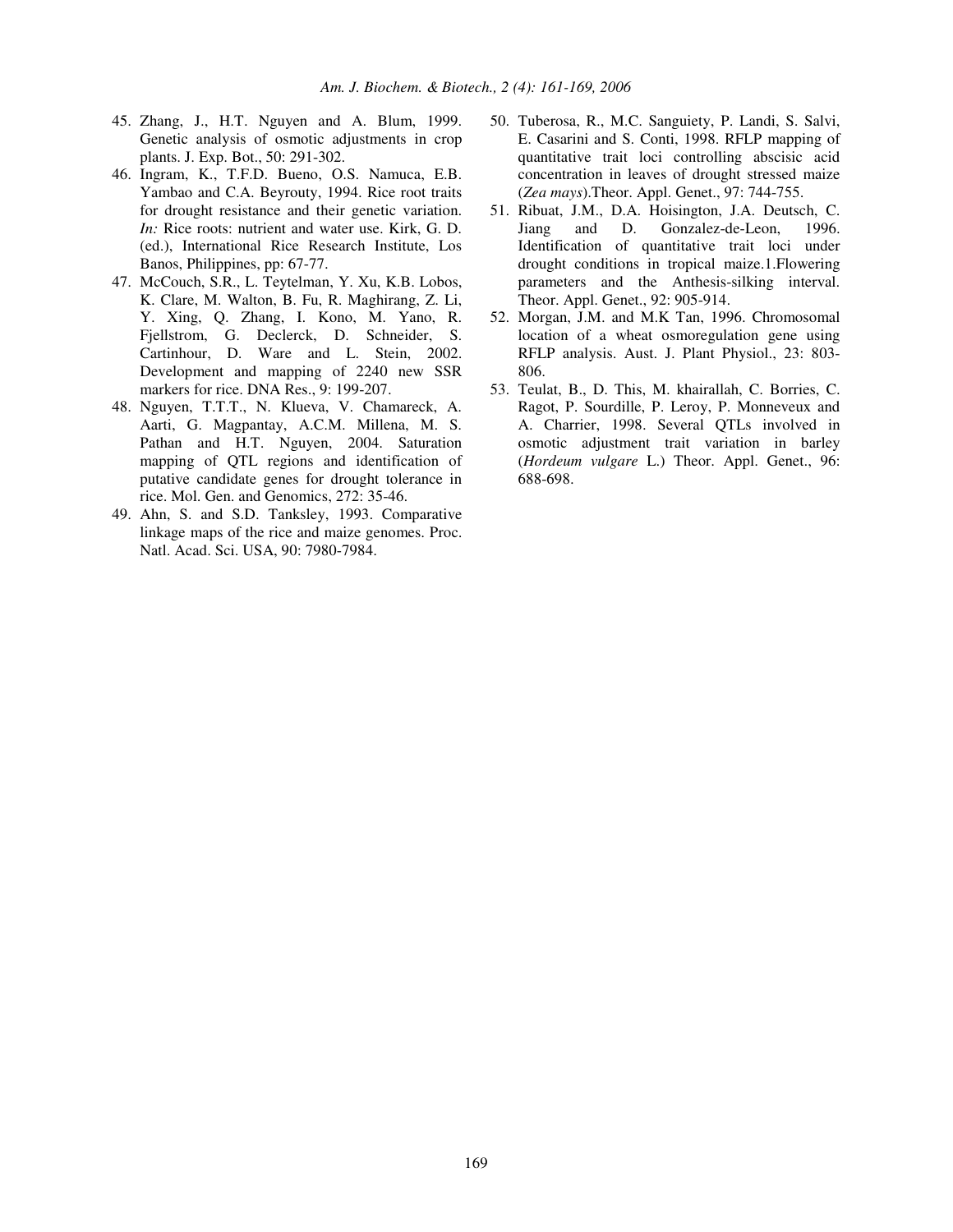45. Zhang, J., H.T. Nguyen and A. Blum, 1999. Genetic analysis of osmotic adjustments in crop plants. J. Exp. Bot., 50: 291-302.
46. Ingram, K., T.F.D. Bueno, O.S. Namuca, E.B. Yambao and C.A. Beyrouty, 1994. Rice root traits for drought resistance and their genetic variation. *In:* Rice roots: nutrient and water use. Kirk, G. D. (ed.), International Rice Research Institute, Los Banos, Philippines, pp: 67-77.
47. McCouch, S.R., L. Teytelman, Y. Xu, K.B. Lobos, K. Clare, M. Walton, B. Fu, R. Maghirang, Z. Li, Y. Xing, Q. Zhang, I. Kono, M. Yano, R. Fjellstrom, G. Declerck, D. Schneider, S. Cartinhour, D. Ware and L. Stein, 2002. Development and mapping of 2240 new SSR markers for rice. DNA Res., 9: 199-207.
48. Nguyen, T.T.T., N. Klueva, V. Chamareck, A. Aarti, G. Magpantay, A.C.M. Millena, M. S. Pathan and H.T. Nguyen, 2004. Saturation mapping of QTL regions and identification of putative candidate genes for drought tolerance in rice. Mol. Gen. and Genomics, 272: 35-46.
49. Ahn, S. and S.D. Tanksley, 1993. Comparative linkage maps of the rice and maize genomes. Proc. Natl. Acad. Sci. USA, 90: 7980-7984.
50. Tuberosa, R., M.C. Sanguiety, P. Landi, S. Salvi, E. Casarini and S. Conti, 1998. RFLP mapping of quantitative trait loci controlling abscisic acid concentration in leaves of drought stressed maize (*Zea mays*).Theor. Appl. Genet., 97: 744-755.
51. Ribuat, J.M., D.A. Hoisington, J.A. Deutsch, C. Jiang and D. Gonzalez-de-Leon, 1996. Identification of quantitative trait loci under drought conditions in tropical maize.1.Flowering parameters and the Anthesis-silking interval. Theor. Appl. Genet., 92: 905-914.
52. Morgan, J.M. and M.K Tan, 1996. Chromosomal location of a wheat osmoregulation gene using RFLP analysis. Aust. J. Plant Physiol., 23: 803-806.
53. Teulat, B., D. This, M. khairallah, C. Borries, C. Ragot, P. Sourdille, P. Leroy, P. Monneveux and A. Charrier, 1998. Several QTLs involved in osmotic adjustment trait variation in barley (*Hordeum vulgare* L.) Theor. Appl. Genet., 96: 688-698.